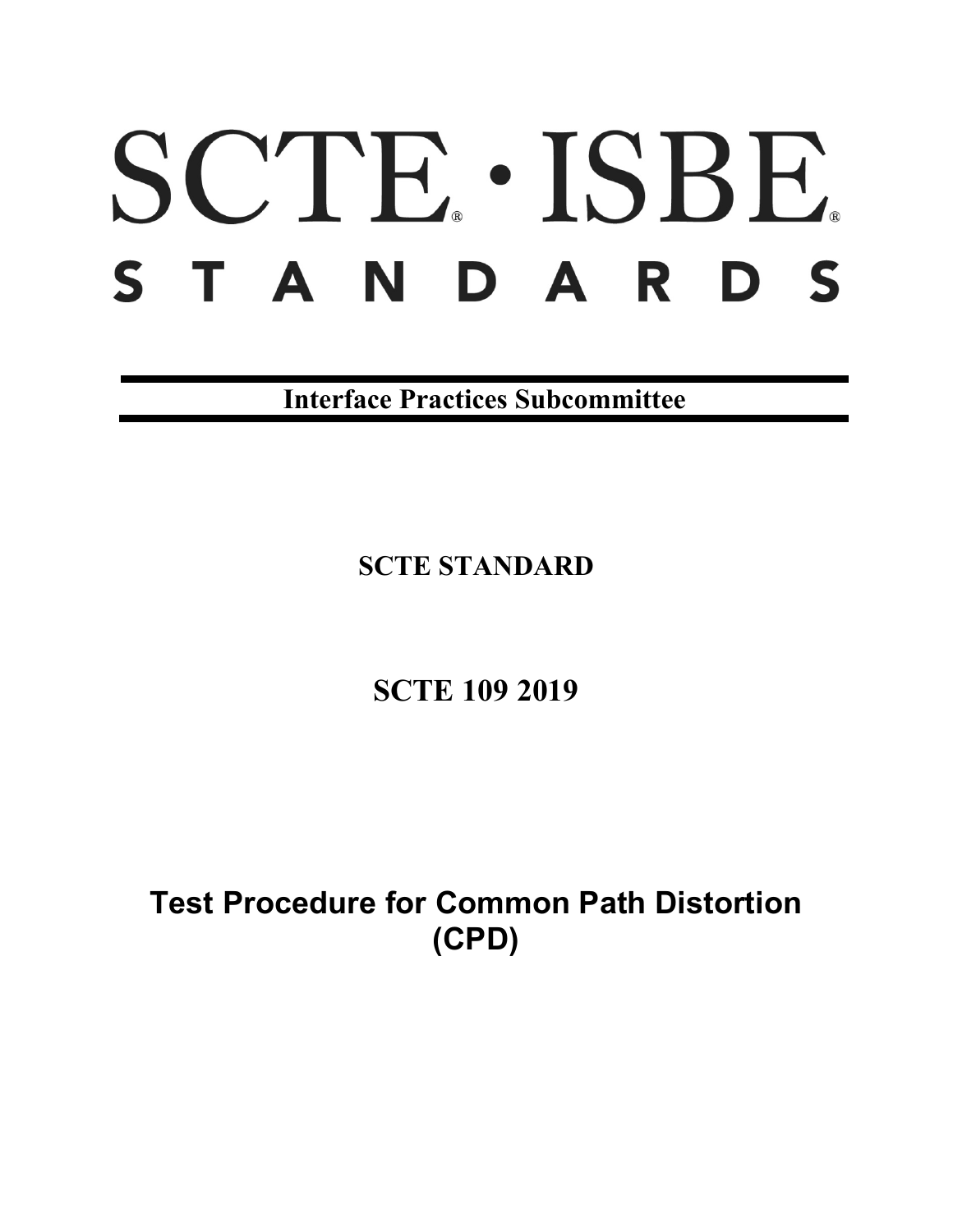# SCTE · ISBE

# STANDARDS

**Interface Practices Subcommittee**

**SCTE STANDARD**

**SCTE 109 2019**

# Test Procedure for Common Path Distortion (CPD)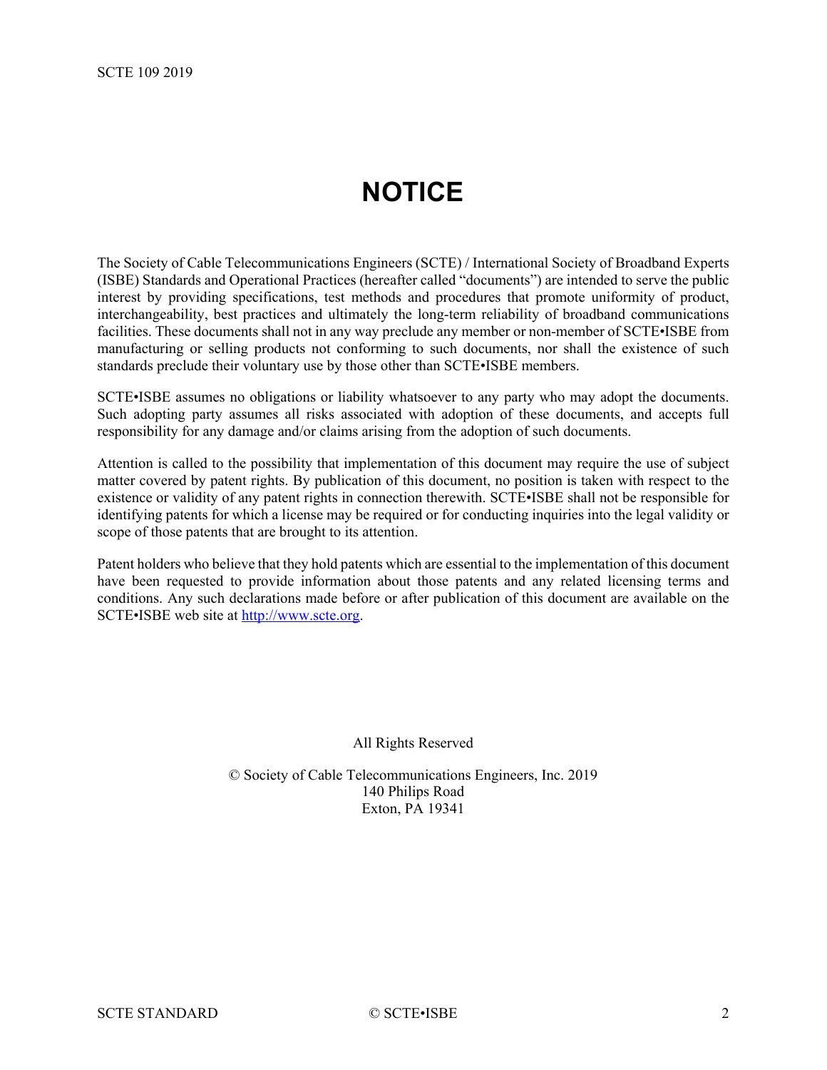# NOTICE

The Society of Cable Telecommunications Engineers (SCTE) / International Society of Broadband Experts (ISBE) Standards and Operational Practices (hereafter called "documents") are intended to serve the public interest by providing specifications, test methods and procedures that promote uniformity of product, interchangeability, best practices and ultimately the long-term reliability of broadband communications facilities. These documents shall not in any way preclude any member or non-member of SCTE•ISBE from manufacturing or selling products not conforming to such documents, nor shall the existence of such standards preclude their voluntary use by those other than SCTE•ISBE members.

SCTE•ISBE assumes no obligations or liability whatsoever to any party who may adopt the documents. Such adopting party assumes all risks associated with adoption of these documents, and accepts full responsibility for any damage and/or claims arising from the adoption of such documents.

Attention is called to the possibility that implementation of this document may require the use of subject matter covered by patent rights. By publication of this document, no position is taken with respect to the existence or validity of any patent rights in connection therewith. SCTE•ISBE shall not be responsible for identifying patents for which a license may be required or for conducting inquiries into the legal validity or scope of those patents that are brought to its attention.

Patent holders who believe that they hold patents which are essential to the implementation of this document have been requested to provide information about those patents and any related licensing terms and conditions. Any such declarations made before or after publication of this document are available on the SCTE•ISBE web site at http://www.scte.org.

All Rights Reserved

© Society of Cable Telecommunications Engineers, Inc. 2019
140 Philips Road
Exton, PA 19341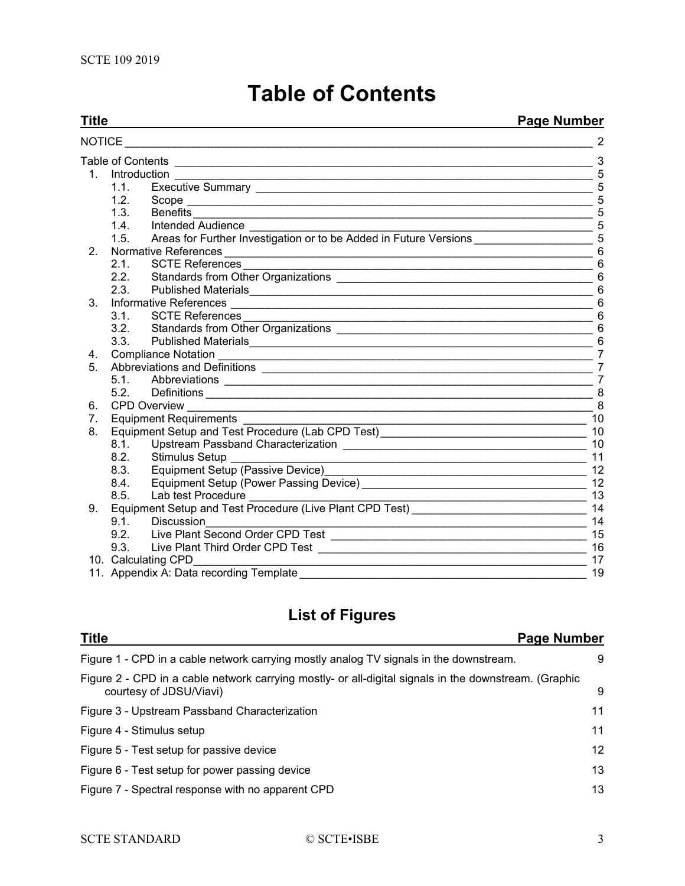# Table of Contents

| Title | Page Number |
| --- | --- |
| NOTICE | 2 |
| Table of Contents | 3 |
| 1. Introduction | 5 |
| 1.1. Executive Summary | 5 |
| 1.2. Scope | 5 |
| 1.3. Benefits | 5 |
| 1.4. Intended Audience | 5 |
| 1.5. Areas for Further Investigation or to be Added in Future Versions | 5 |
| 2. Normative References | 6 |
| 2.1. SCTE References | 6 |
| 2.2. Standards from Other Organizations | 6 |
| 2.3. Published Materials | 6 |
| 3. Informative References | 6 |
| 3.1. SCTE References | 6 |
| 3.2. Standards from Other Organizations | 6 |
| 3.3. Published Materials | 6 |
| 4. Compliance Notation | 7 |
| 5. Abbreviations and Definitions | 7 |
| 5.1. Abbreviations | 7 |
| 5.2. Definitions | 8 |
| 6. CPD Overview | 8 |
| 7. Equipment Requirements | 10 |
| 8. Equipment Setup and Test Procedure (Lab CPD Test) | 10 |
| 8.1. Upstream Passband Characterization | 10 |
| 8.2. Stimulus Setup | 11 |
| 8.3. Equipment Setup (Passive Device) | 12 |
| 8.4. Equipment Setup (Power Passing Device) | 12 |
| 8.5. Lab test Procedure | 13 |
| 9. Equipment Setup and Test Procedure (Live Plant CPD Test) | 14 |
| 9.1. Discussion | 14 |
| 9.2. Live Plant Second Order CPD Test | 15 |
| 9.3. Live Plant Third Order CPD Test | 16 |
| 10. Calculating CPD | 17 |
| 11. Appendix A: Data recording Template | 19 |

## List of Figures

| Title | Page Number |
| --- | --- |
| Figure 1 - CPD in a cable network carrying mostly analog TV signals in the downstream. | 9 |
| Figure 2 - CPD in a cable network carrying mostly- or all-digital signals in the downstream. (Graphic courtesy of JDSU/Viavi) | 9 |
| Figure 3 - Upstream Passband Characterization | 11 |
| Figure 4 - Stimulus setup | 11 |
| Figure 5 - Test setup for passive device | 12 |
| Figure 6 - Test setup for power passing device | 13 |
| Figure 7 - Spectral response with no apparent CPD | 13 |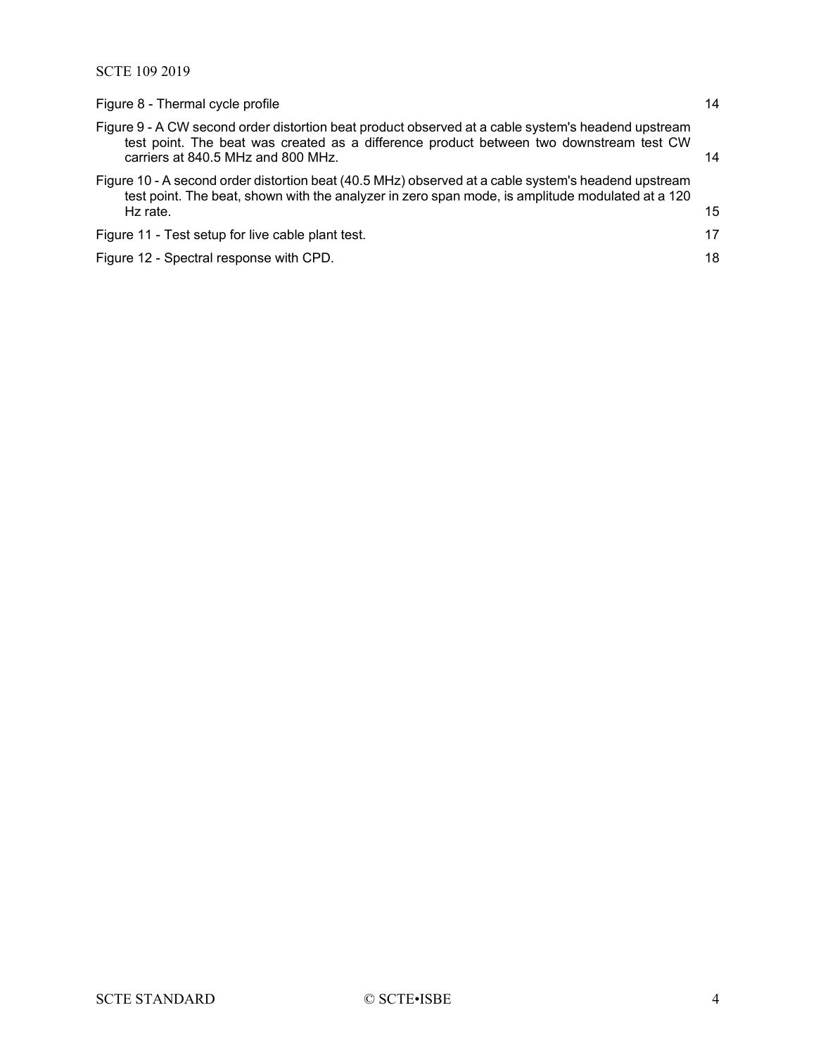Figure 8 - Thermal cycle profile 14

Figure 9 - A CW second order distortion beat product observed at a cable system's headend upstream test point. The beat was created as a difference product between two downstream test CW carriers at 840.5 MHz and 800 MHz. 14

Figure 10 - A second order distortion beat (40.5 MHz) observed at a cable system's headend upstream test point. The beat, shown with the analyzer in zero span mode, is amplitude modulated at a 120 Hz rate. 15

Figure 11 - Test setup for live cable plant test. 17

Figure 12 - Spectral response with CPD. 18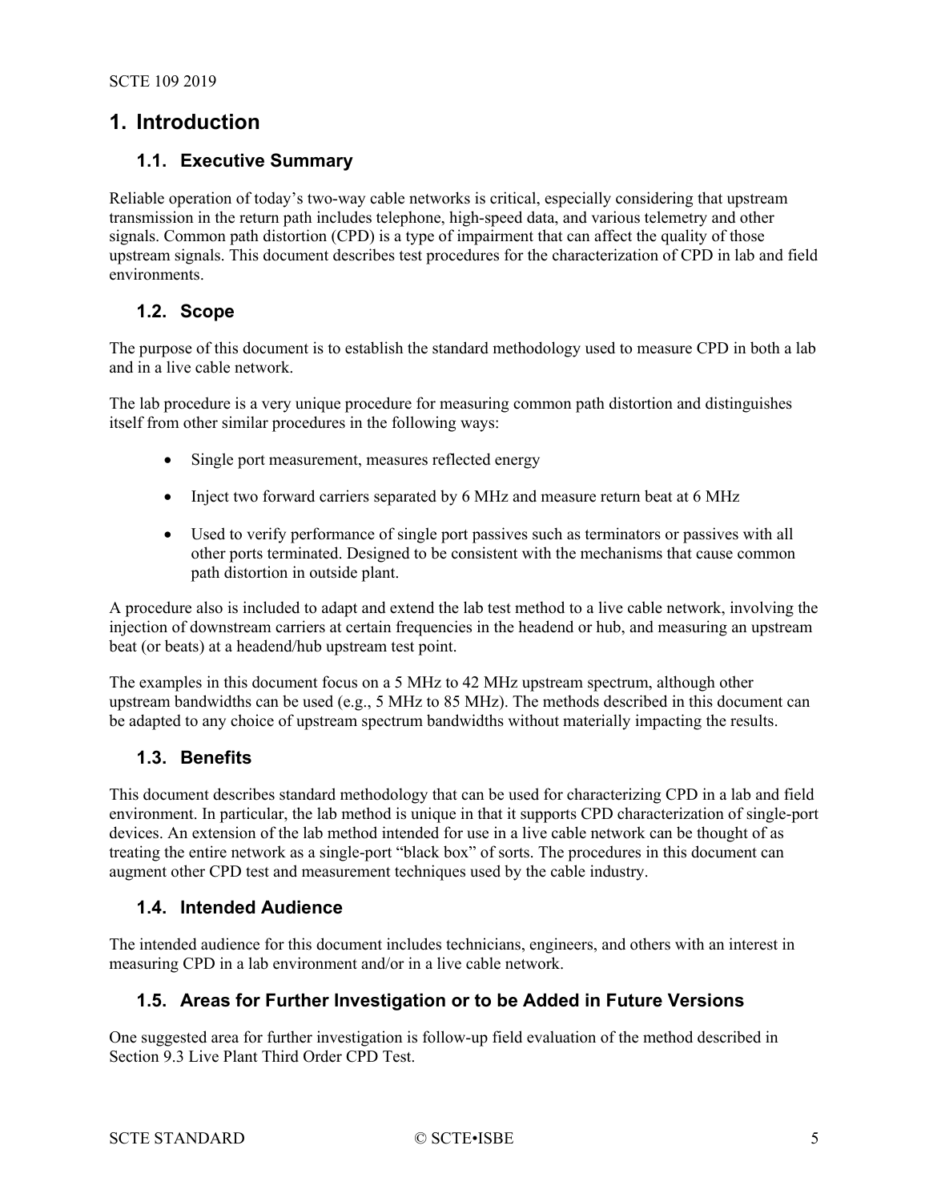# 1. Introduction

## 1.1. Executive Summary

Reliable operation of today's two-way cable networks is critical, especially considering that upstream transmission in the return path includes telephone, high-speed data, and various telemetry and other signals. Common path distortion (CPD) is a type of impairment that can affect the quality of those upstream signals. This document describes test procedures for the characterization of CPD in lab and field environments.

## 1.2. Scope

The purpose of this document is to establish the standard methodology used to measure CPD in both a lab and in a live cable network.

The lab procedure is a very unique procedure for measuring common path distortion and distinguishes itself from other similar procedures in the following ways:

- Single port measurement, measures reflected energy
- Inject two forward carriers separated by 6 MHz and measure return beat at 6 MHz
- Used to verify performance of single port passives such as terminators or passives with all other ports terminated. Designed to be consistent with the mechanisms that cause common path distortion in outside plant.

A procedure also is included to adapt and extend the lab test method to a live cable network, involving the injection of downstream carriers at certain frequencies in the headend or hub, and measuring an upstream beat (or beats) at a headend/hub upstream test point.

The examples in this document focus on a 5 MHz to 42 MHz upstream spectrum, although other upstream bandwidths can be used (e.g., 5 MHz to 85 MHz). The methods described in this document can be adapted to any choice of upstream spectrum bandwidths without materially impacting the results.

## 1.3. Benefits

This document describes standard methodology that can be used for characterizing CPD in a lab and field environment. In particular, the lab method is unique in that it supports CPD characterization of single-port devices. An extension of the lab method intended for use in a live cable network can be thought of as treating the entire network as a single-port "black box" of sorts. The procedures in this document can augment other CPD test and measurement techniques used by the cable industry.

## 1.4. Intended Audience

The intended audience for this document includes technicians, engineers, and others with an interest in measuring CPD in a lab environment and/or in a live cable network.

## 1.5. Areas for Further Investigation or to be Added in Future Versions

One suggested area for further investigation is follow-up field evaluation of the method described in Section 9.3 Live Plant Third Order CPD Test.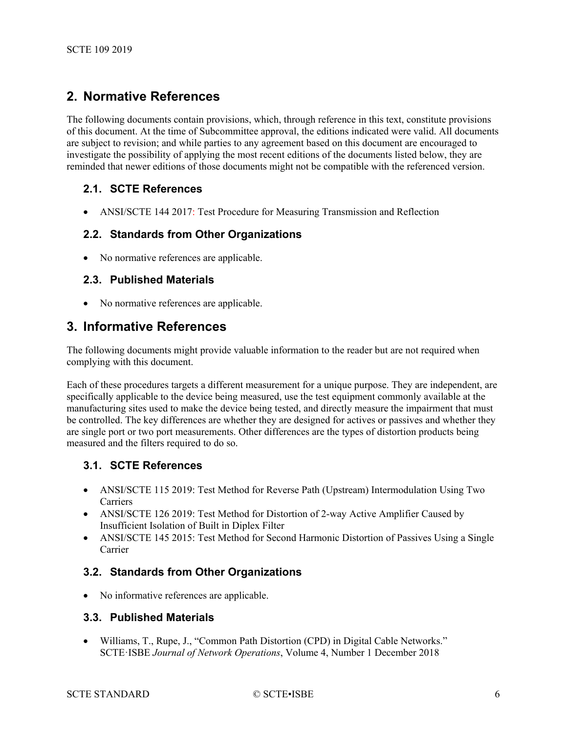## 2. Normative References

The following documents contain provisions, which, through reference in this text, constitute provisions of this document. At the time of Subcommittee approval, the editions indicated were valid. All documents are subject to revision; and while parties to any agreement based on this document are encouraged to investigate the possibility of applying the most recent editions of the documents listed below, they are reminded that newer editions of those documents might not be compatible with the referenced version.

### 2.1. SCTE References

- ANSI/SCTE 144 2017: Test Procedure for Measuring Transmission and Reflection

### 2.2. Standards from Other Organizations

- No normative references are applicable.

### 2.3. Published Materials

- No normative references are applicable.

## 3. Informative References

The following documents might provide valuable information to the reader but are not required when complying with this document.

Each of these procedures targets a different measurement for a unique purpose. They are independent, are specifically applicable to the device being measured, use the test equipment commonly available at the manufacturing sites used to make the device being tested, and directly measure the impairment that must be controlled. The key differences are whether they are designed for actives or passives and whether they are single port or two port measurements. Other differences are the types of distortion products being measured and the filters required to do so.

### 3.1. SCTE References

- ANSI/SCTE 115 2019: Test Method for Reverse Path (Upstream) Intermodulation Using Two Carriers
- ANSI/SCTE 126 2019: Test Method for Distortion of 2-way Active Amplifier Caused by Insufficient Isolation of Built in Diplex Filter
- ANSI/SCTE 145 2015: Test Method for Second Harmonic Distortion of Passives Using a Single Carrier

### 3.2. Standards from Other Organizations

- No informative references are applicable.

### 3.3. Published Materials

- Williams, T., Rupe, J., "Common Path Distortion (CPD) in Digital Cable Networks." SCTE·ISBE *Journal of Network Operations*, Volume 4, Number 1 December 2018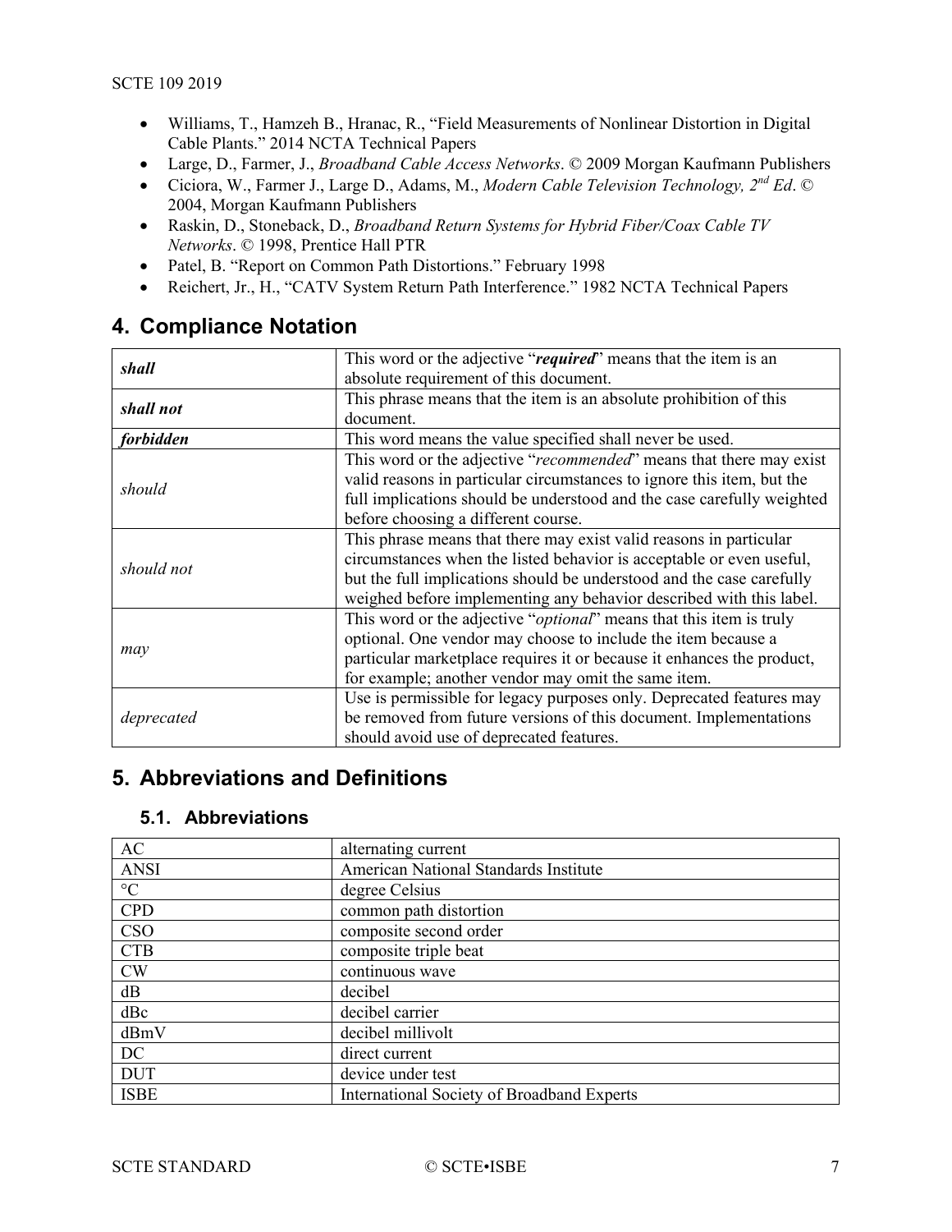- Williams, T., Hamzeh B., Hranac, R., "Field Measurements of Nonlinear Distortion in Digital Cable Plants." 2014 NCTA Technical Papers
- Large, D., Farmer, J., *Broadband Cable Access Networks*. © 2009 Morgan Kaufmann Publishers
- Ciciora, W., Farmer J., Large D., Adams, M., *Modern Cable Television Technology, 2nd Ed*. © 2004, Morgan Kaufmann Publishers
- Raskin, D., Stoneback, D., *Broadband Return Systems for Hybrid Fiber/Coax Cable TV Networks*. © 1998, Prentice Hall PTR
- Patel, B. "Report on Common Path Distortions." February 1998
- Reichert, Jr., H., "CATV System Return Path Interference." 1982 NCTA Technical Papers

# 4. Compliance Notation

| | |
|---|---|
| ***shall*** | This word or the adjective "***required***" means that the item is an absolute requirement of this document. |
| ***shall not*** | This phrase means that the item is an absolute prohibition of this document. |
| ***forbidden*** | This word means the value specified shall never be used. |
| *should* | This word or the adjective "*recommended*" means that there may exist valid reasons in particular circumstances to ignore this item, but the full implications should be understood and the case carefully weighted before choosing a different course. |
| *should not* | This phrase means that there may exist valid reasons in particular circumstances when the listed behavior is acceptable or even useful, but the full implications should be understood and the case carefully weighed before implementing any behavior described with this label. |
| *may* | This word or the adjective "*optional*" means that this item is truly optional. One vendor may choose to include the item because a particular marketplace requires it or because it enhances the product, for example; another vendor may omit the same item. |
| *deprecated* | Use is permissible for legacy purposes only. Deprecated features may be removed from future versions of this document. Implementations should avoid use of deprecated features. |

# 5. Abbreviations and Definitions

## 5.1. Abbreviations

| | |
|---|---|
| AC | alternating current |
| ANSI | American National Standards Institute |
| °C | degree Celsius |
| CPD | common path distortion |
| CSO | composite second order |
| CTB | composite triple beat |
| CW | continuous wave |
| dB | decibel |
| dBc | decibel carrier |
| dBmV | decibel millivolt |
| DC | direct current |
| DUT | device under test |
| ISBE | International Society of Broadband Experts |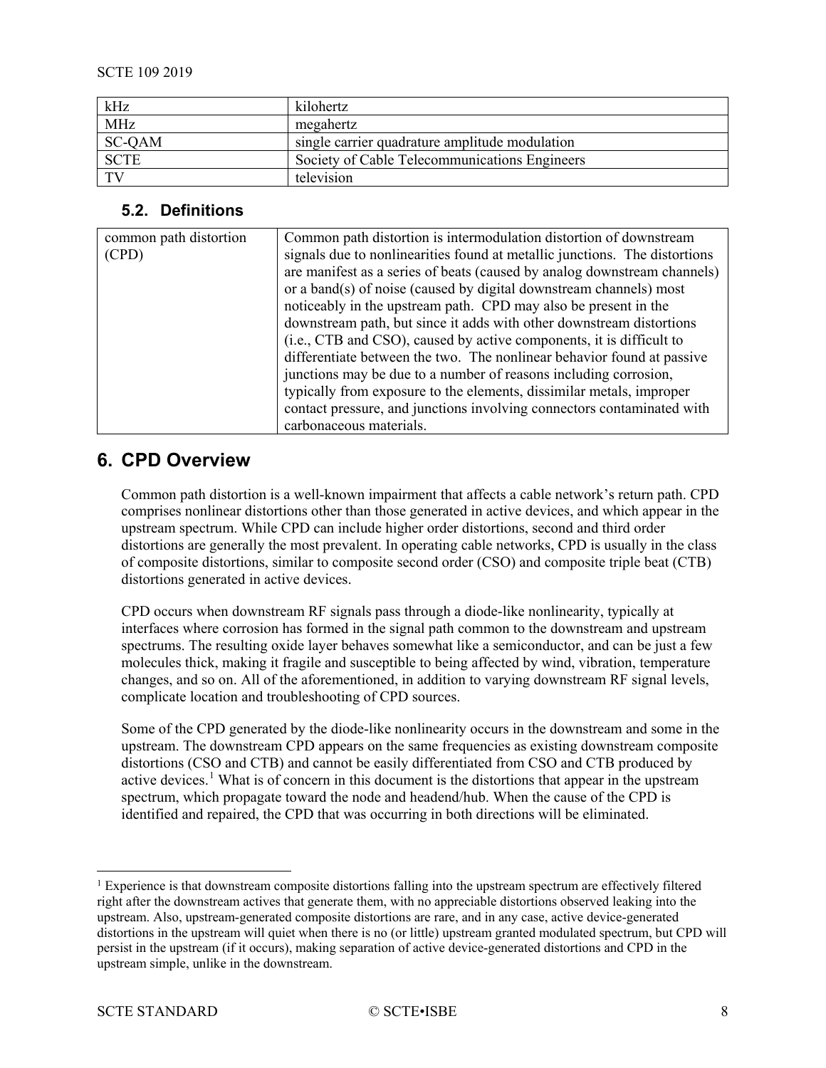| kHz | kilohertz |
| --- | --- |
| MHz | megahertz |
| SC-QAM | single carrier quadrature amplitude modulation |
| SCTE | Society of Cable Telecommunications Engineers |
| TV | television |

### 5.2. Definitions

| common path distortion (CPD) | Common path distortion is intermodulation distortion of downstream signals due to nonlinearities found at metallic junctions. The distortions are manifest as a series of beats (caused by analog downstream channels) or a band(s) of noise (caused by digital downstream channels) most noticeably in the upstream path. CPD may also be present in the downstream path, but since it adds with other downstream distortions (i.e., CTB and CSO), caused by active components, it is difficult to differentiate between the two. The nonlinear behavior found at passive junctions may be due to a number of reasons including corrosion, typically from exposure to the elements, dissimilar metals, improper contact pressure, and junctions involving connectors contaminated with carbonaceous materials. |
| --- | --- |

## 6. CPD Overview

Common path distortion is a well-known impairment that affects a cable network's return path. CPD comprises nonlinear distortions other than those generated in active devices, and which appear in the upstream spectrum. While CPD can include higher order distortions, second and third order distortions are generally the most prevalent. In operating cable networks, CPD is usually in the class of composite distortions, similar to composite second order (CSO) and composite triple beat (CTB) distortions generated in active devices.

CPD occurs when downstream RF signals pass through a diode-like nonlinearity, typically at interfaces where corrosion has formed in the signal path common to the downstream and upstream spectrums. The resulting oxide layer behaves somewhat like a semiconductor, and can be just a few molecules thick, making it fragile and susceptible to being affected by wind, vibration, temperature changes, and so on. All of the aforementioned, in addition to varying downstream RF signal levels, complicate location and troubleshooting of CPD sources.

Some of the CPD generated by the diode-like nonlinearity occurs in the downstream and some in the upstream. The downstream CPD appears on the same frequencies as existing downstream composite distortions (CSO and CTB) and cannot be easily differentiated from CSO and CTB produced by active devices.[1] What is of concern in this document is the distortions that appear in the upstream spectrum, which propagate toward the node and headend/hub. When the cause of the CPD is identified and repaired, the CPD that was occurring in both directions will be eliminated.

[1] Experience is that downstream composite distortions falling into the upstream spectrum are effectively filtered right after the downstream actives that generate them, with no appreciable distortions observed leaking into the upstream. Also, upstream-generated composite distortions are rare, and in any case, active device-generated distortions in the upstream will quiet when there is no (or little) upstream granted modulated spectrum, but CPD will persist in the upstream (if it occurs), making separation of active device-generated distortions and CPD in the upstream simple, unlike in the downstream.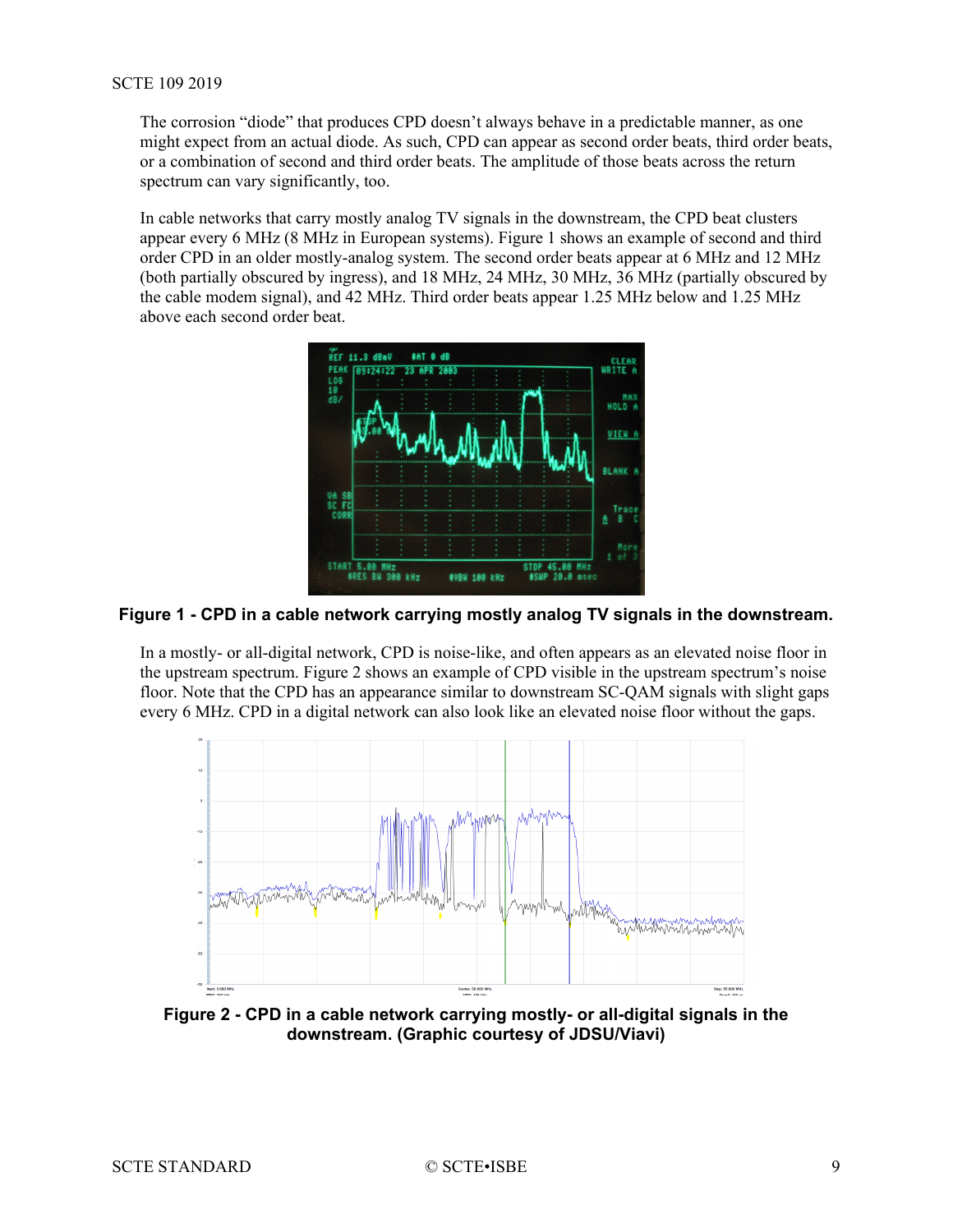The corrosion "diode" that produces CPD doesn't always behave in a predictable manner, as one might expect from an actual diode. As such, CPD can appear as second order beats, third order beats, or a combination of second and third order beats. The amplitude of those beats across the return spectrum can vary significantly, too.

In cable networks that carry mostly analog TV signals in the downstream, the CPD beat clusters appear every 6 MHz (8 MHz in European systems). Figure 1 shows an example of second and third order CPD in an older mostly-analog system. The second order beats appear at 6 MHz and 12 MHz (both partially obscured by ingress), and 18 MHz, 24 MHz, 30 MHz, 36 MHz (partially obscured by the cable modem signal), and 42 MHz. Third order beats appear 1.25 MHz below and 1.25 MHz above each second order beat.

**Figure 1 - CPD in a cable network carrying mostly analog TV signals in the downstream.**

In a mostly- or all-digital network, CPD is noise-like, and often appears as an elevated noise floor in the upstream spectrum. Figure 2 shows an example of CPD visible in the upstream spectrum's noise floor. Note that the CPD has an appearance similar to downstream SC-QAM signals with slight gaps every 6 MHz. CPD in a digital network can also look like an elevated noise floor without the gaps.

**Figure 2 - CPD in a cable network carrying mostly- or all-digital signals in the downstream. (Graphic courtesy of JDSU/Viavi)**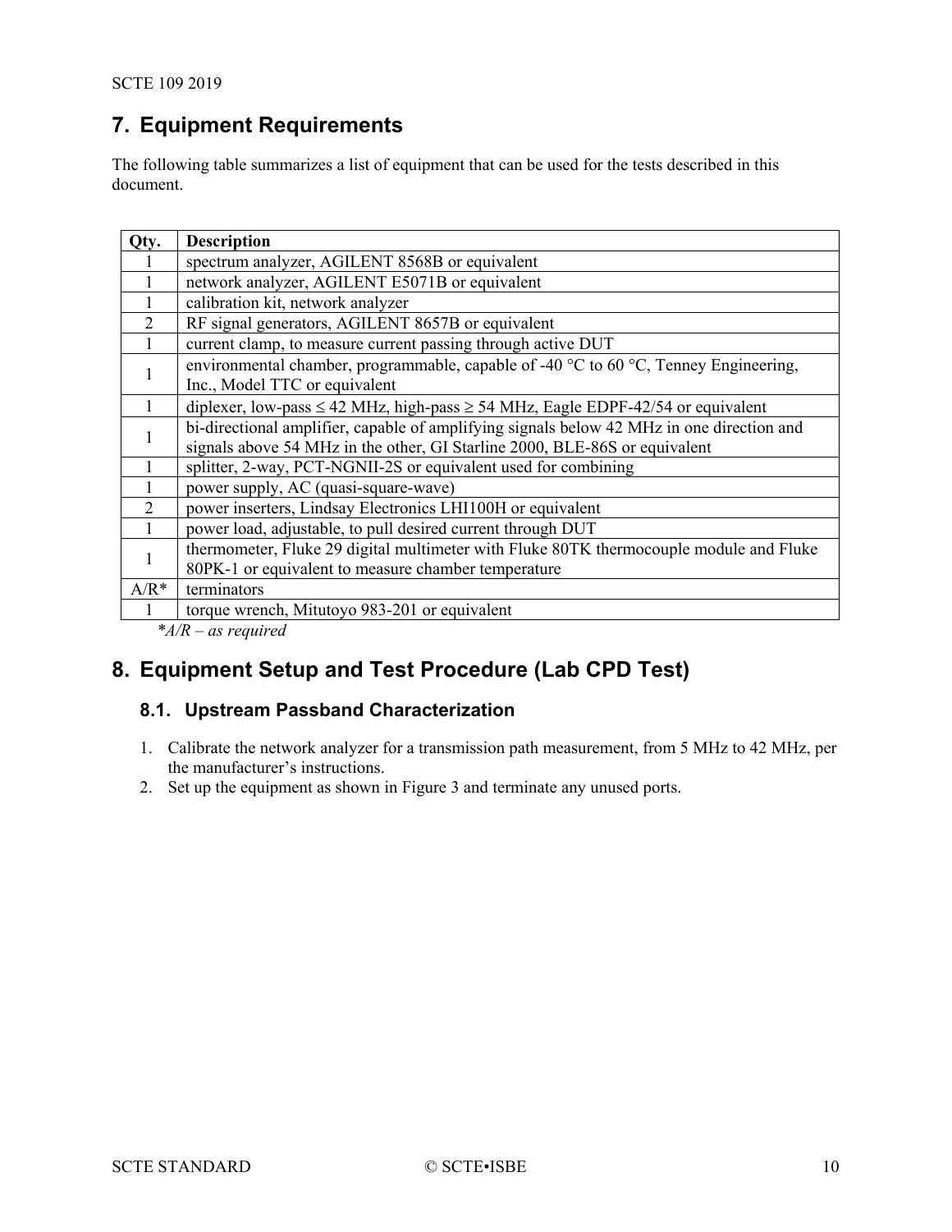# 7. Equipment Requirements

The following table summarizes a list of equipment that can be used for the tests described in this document.

| Qty. | Description |
|---|---|
| 1 | spectrum analyzer, AGILENT 8568B or equivalent |
| 1 | network analyzer, AGILENT E5071B or equivalent |
| 1 | calibration kit, network analyzer |
| 2 | RF signal generators, AGILENT 8657B or equivalent |
| 1 | current clamp, to measure current passing through active DUT |
| 1 | environmental chamber, programmable, capable of -40 °C to 60 °C, Tenney Engineering, Inc., Model TTC or equivalent |
| 1 | diplexer, low-pass ≤ 42 MHz, high-pass ≥ 54 MHz, Eagle EDPF-42/54 or equivalent |
| 1 | bi-directional amplifier, capable of amplifying signals below 42 MHz in one direction and signals above 54 MHz in the other, GI Starline 2000, BLE-86S or equivalent |
| 1 | splitter, 2-way, PCT-NGNII-2S or equivalent used for combining |
| 1 | power supply, AC (quasi-square-wave) |
| 2 | power inserters, Lindsay Electronics LHI100H or equivalent |
| 1 | power load, adjustable, to pull desired current through DUT |
| 1 | thermometer, Fluke 29 digital multimeter with Fluke 80TK thermocouple module and Fluke 80PK-1 or equivalent to measure chamber temperature |
| A/R* | terminators |
| 1 | torque wrench, Mitutoyo 983-201 or equivalent |

**A/R – as required*

# 8. Equipment Setup and Test Procedure (Lab CPD Test)

## 8.1. Upstream Passband Characterization

1. Calibrate the network analyzer for a transmission path measurement, from 5 MHz to 42 MHz, per the manufacturer's instructions.
2. Set up the equipment as shown in Figure 3 and terminate any unused ports.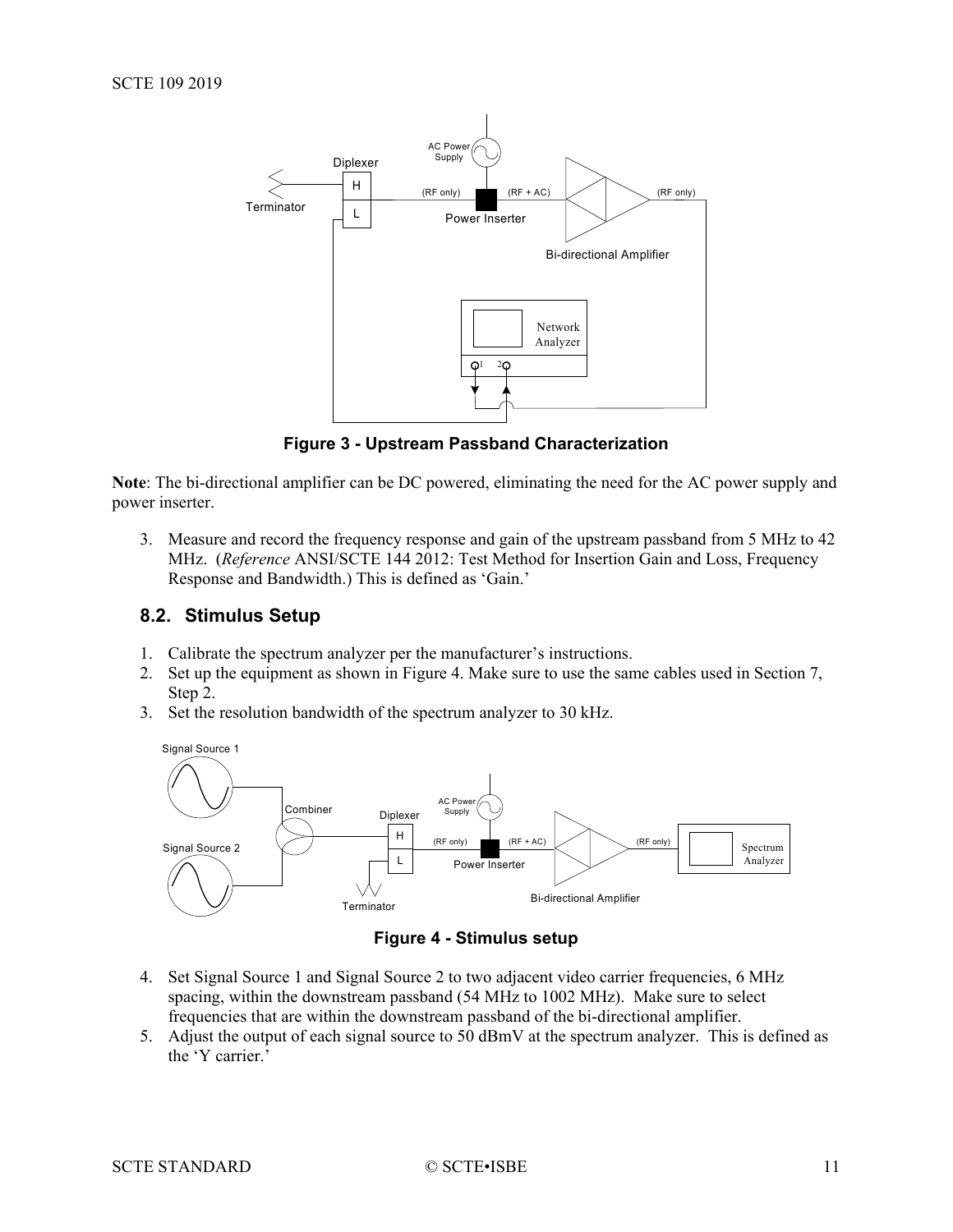Figure 3 - Upstream Passband Characterization

**Note**: The bi-directional amplifier can be DC powered, eliminating the need for the AC power supply and power inserter.

3. Measure and record the frequency response and gain of the upstream passband from 5 MHz to 42 MHz. (*Reference* ANSI/SCTE 144 2012: Test Method for Insertion Gain and Loss, Frequency Response and Bandwidth.) This is defined as 'Gain.'

## 8.2. Stimulus Setup

1. Calibrate the spectrum analyzer per the manufacturer's instructions.
2. Set up the equipment as shown in Figure 4. Make sure to use the same cables used in Section 7, Step 2.
3. Set the resolution bandwidth of the spectrum analyzer to 30 kHz.

Figure 4 - Stimulus setup

4. Set Signal Source 1 and Signal Source 2 to two adjacent video carrier frequencies, 6 MHz spacing, within the downstream passband (54 MHz to 1002 MHz). Make sure to select frequencies that are within the downstream passband of the bi-directional amplifier.
5. Adjust the output of each signal source to 50 dBmV at the spectrum analyzer. This is defined as the 'Y carrier.'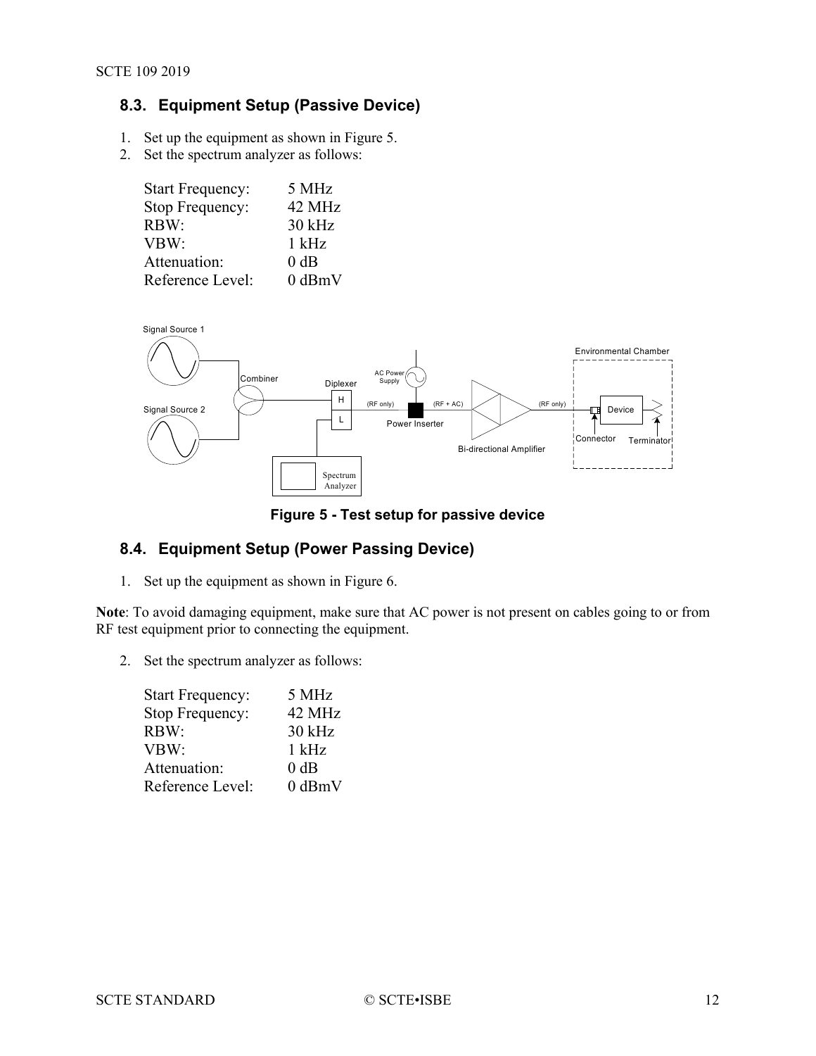## 8.3. Equipment Setup (Passive Device)

1. Set up the equipment as shown in Figure 5.
2. Set the spectrum analyzer as follows:

| | |
|---|---|
| Start Frequency: | 5 MHz |
| Stop Frequency: | 42 MHz |
| RBW: | 30 kHz |
| VBW: | 1 kHz |
| Attenuation: | 0 dB |
| Reference Level: | 0 dBmV |

**Figure 5 - Test setup for passive device**

## 8.4. Equipment Setup (Power Passing Device)

1. Set up the equipment as shown in Figure 6.

**Note**: To avoid damaging equipment, make sure that AC power is not present on cables going to or from RF test equipment prior to connecting the equipment.

2. Set the spectrum analyzer as follows:

| | |
|---|---|
| Start Frequency: | 5 MHz |
| Stop Frequency: | 42 MHz |
| RBW: | 30 kHz |
| VBW: | 1 kHz |
| Attenuation: | 0 dB |
| Reference Level: | 0 dBmV |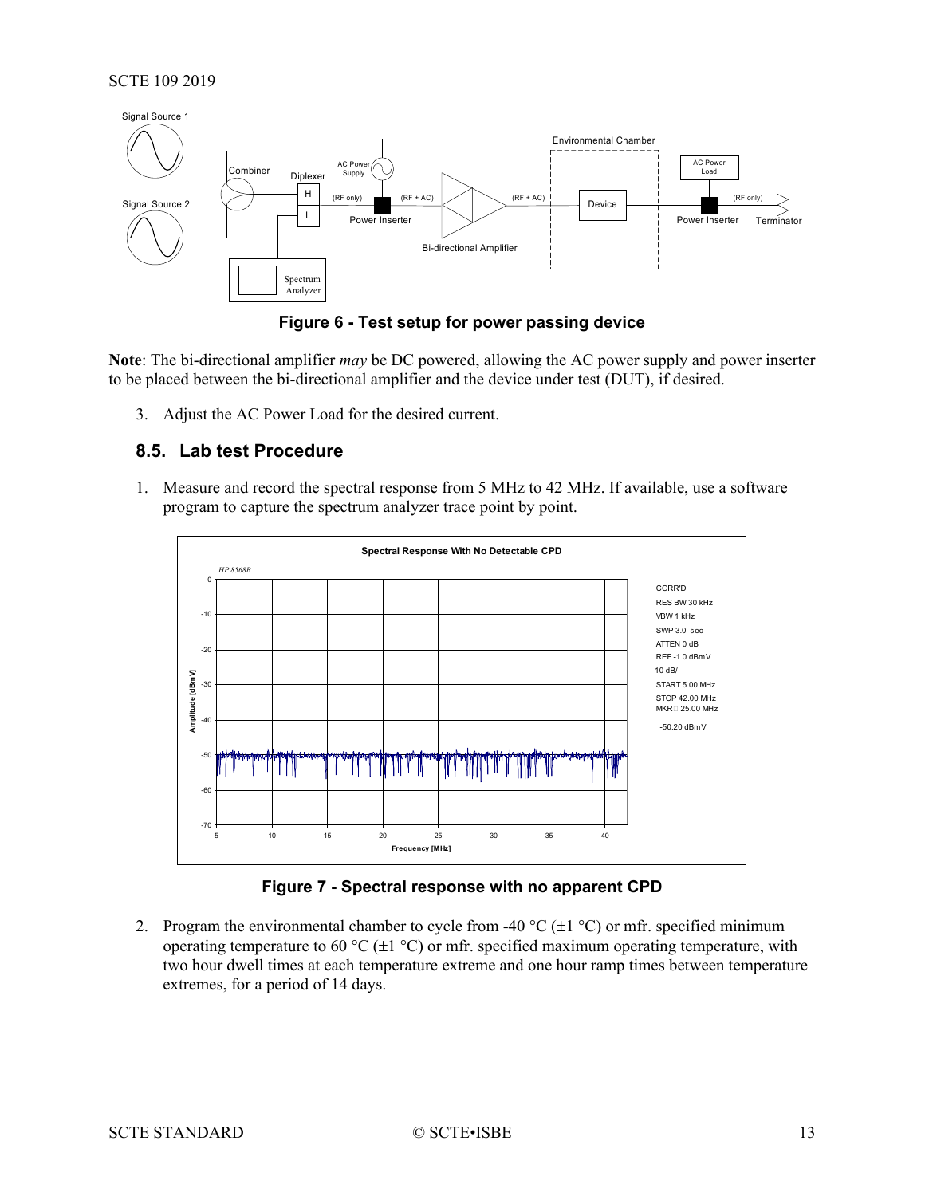Figure 6 - Test setup for power passing device

**Note**: The bi-directional amplifier *may* be DC powered, allowing the AC power supply and power inserter to be placed between the bi-directional amplifier and the device under test (DUT), if desired.

3. Adjust the AC Power Load for the desired current.

## 8.5. Lab test Procedure

1. Measure and record the spectral response from 5 MHz to 42 MHz. If available, use a software program to capture the spectrum analyzer trace point by point.

Figure 7 - Spectral response with no apparent CPD

2. Program the environmental chamber to cycle from -40 °C (±1 °C) or mfr. specified minimum operating temperature to 60 °C (±1 °C) or mfr. specified maximum operating temperature, with two hour dwell times at each temperature extreme and one hour ramp times between temperature extremes, for a period of 14 days.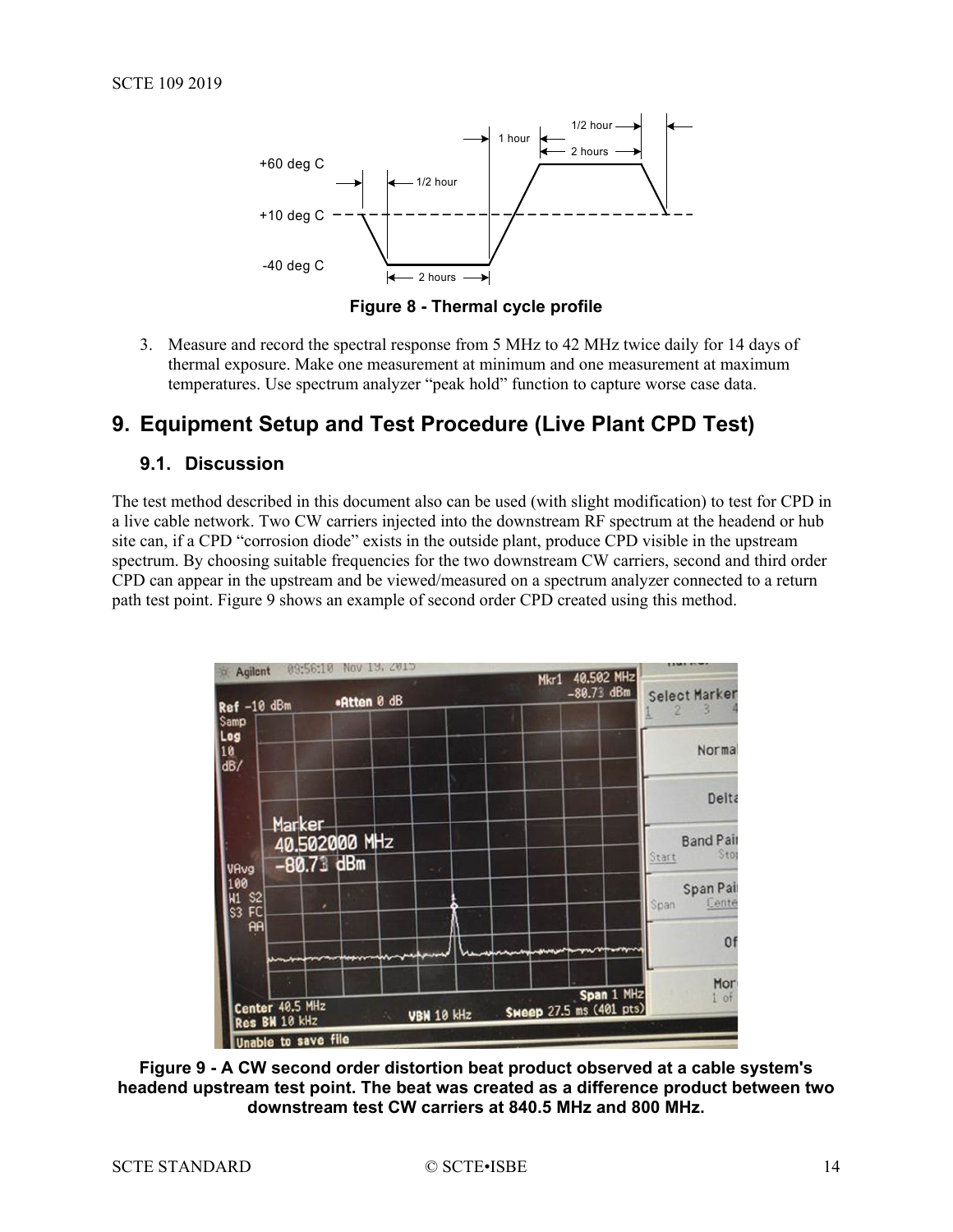Figure 8 - Thermal cycle profile

3. Measure and record the spectral response from 5 MHz to 42 MHz twice daily for 14 days of thermal exposure. Make one measurement at minimum and one measurement at maximum temperatures. Use spectrum analyzer "peak hold" function to capture worse case data.

## 9. Equipment Setup and Test Procedure (Live Plant CPD Test)

### 9.1. Discussion

The test method described in this document also can be used (with slight modification) to test for CPD in a live cable network. Two CW carriers injected into the downstream RF spectrum at the headend or hub site can, if a CPD "corrosion diode" exists in the outside plant, produce CPD visible in the upstream spectrum. By choosing suitable frequencies for the two downstream CW carriers, second and third order CPD can appear in the upstream and be viewed/measured on a spectrum analyzer connected to a return path test point. Figure 9 shows an example of second order CPD created using this method.

**Figure 9 - A CW second order distortion beat product observed at a cable system's headend upstream test point. The beat was created as a difference product between two downstream test CW carriers at 840.5 MHz and 800 MHz.**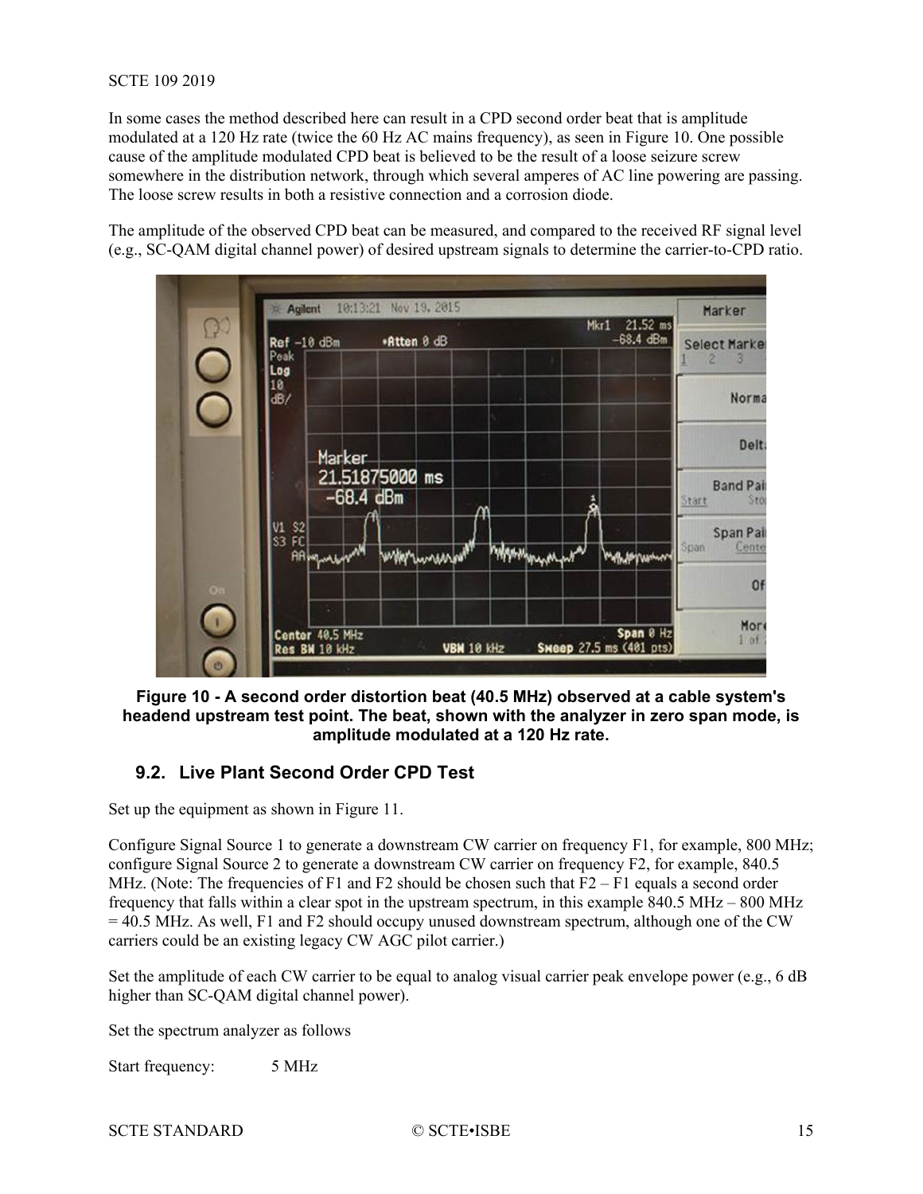In some cases the method described here can result in a CPD second order beat that is amplitude modulated at a 120 Hz rate (twice the 60 Hz AC mains frequency), as seen in Figure 10. One possible cause of the amplitude modulated CPD beat is believed to be the result of a loose seizure screw somewhere in the distribution network, through which several amperes of AC line powering are passing. The loose screw results in both a resistive connection and a corrosion diode.

The amplitude of the observed CPD beat can be measured, and compared to the received RF signal level (e.g., SC-QAM digital channel power) of desired upstream signals to determine the carrier-to-CPD ratio.

**Figure 10 - A second order distortion beat (40.5 MHz) observed at a cable system's headend upstream test point. The beat, shown with the analyzer in zero span mode, is amplitude modulated at a 120 Hz rate.**

## 9.2. Live Plant Second Order CPD Test

Set up the equipment as shown in Figure 11.

Configure Signal Source 1 to generate a downstream CW carrier on frequency F1, for example, 800 MHz; configure Signal Source 2 to generate a downstream CW carrier on frequency F2, for example, 840.5 MHz. (Note: The frequencies of F1 and F2 should be chosen such that F2 – F1 equals a second order frequency that falls within a clear spot in the upstream spectrum, in this example 840.5 MHz – 800 MHz = 40.5 MHz. As well, F1 and F2 should occupy unused downstream spectrum, although one of the CW carriers could be an existing legacy CW AGC pilot carrier.)

Set the amplitude of each CW carrier to be equal to analog visual carrier peak envelope power (e.g., 6 dB higher than SC-QAM digital channel power).

Set the spectrum analyzer as follows

Start frequency: 5 MHz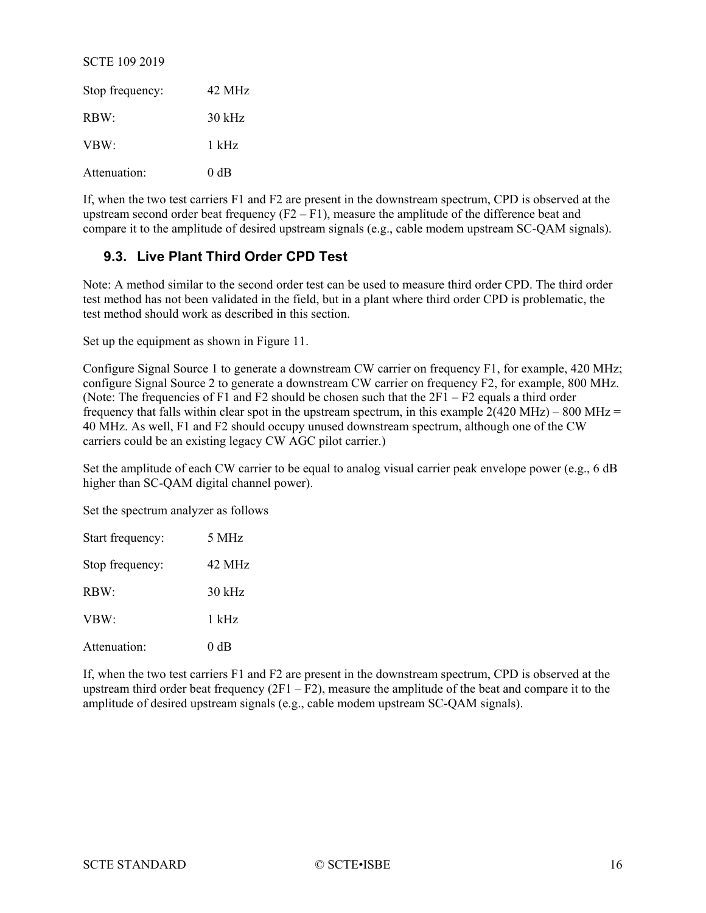Stop frequency: 42 MHz

RBW: 30 kHz

VBW: 1 kHz

Attenuation: 0 dB

If, when the two test carriers F1 and F2 are present in the downstream spectrum, CPD is observed at the upstream second order beat frequency (F2 – F1), measure the amplitude of the difference beat and compare it to the amplitude of desired upstream signals (e.g., cable modem upstream SC-QAM signals).

### 9.3. Live Plant Third Order CPD Test

Note: A method similar to the second order test can be used to measure third order CPD. The third order test method has not been validated in the field, but in a plant where third order CPD is problematic, the test method should work as described in this section.

Set up the equipment as shown in Figure 11.

Configure Signal Source 1 to generate a downstream CW carrier on frequency F1, for example, 420 MHz; configure Signal Source 2 to generate a downstream CW carrier on frequency F2, for example, 800 MHz. (Note: The frequencies of F1 and F2 should be chosen such that the 2F1 – F2 equals a third order frequency that falls within clear spot in the upstream spectrum, in this example 2(420 MHz) – 800 MHz = 40 MHz. As well, F1 and F2 should occupy unused downstream spectrum, although one of the CW carriers could be an existing legacy CW AGC pilot carrier.)

Set the amplitude of each CW carrier to be equal to analog visual carrier peak envelope power (e.g., 6 dB higher than SC-QAM digital channel power).

Set the spectrum analyzer as follows

Start frequency: 5 MHz

Stop frequency: 42 MHz

RBW: 30 kHz

VBW: 1 kHz

Attenuation: 0 dB

If, when the two test carriers F1 and F2 are present in the downstream spectrum, CPD is observed at the upstream third order beat frequency (2F1 – F2), measure the amplitude of the beat and compare it to the amplitude of desired upstream signals (e.g., cable modem upstream SC-QAM signals).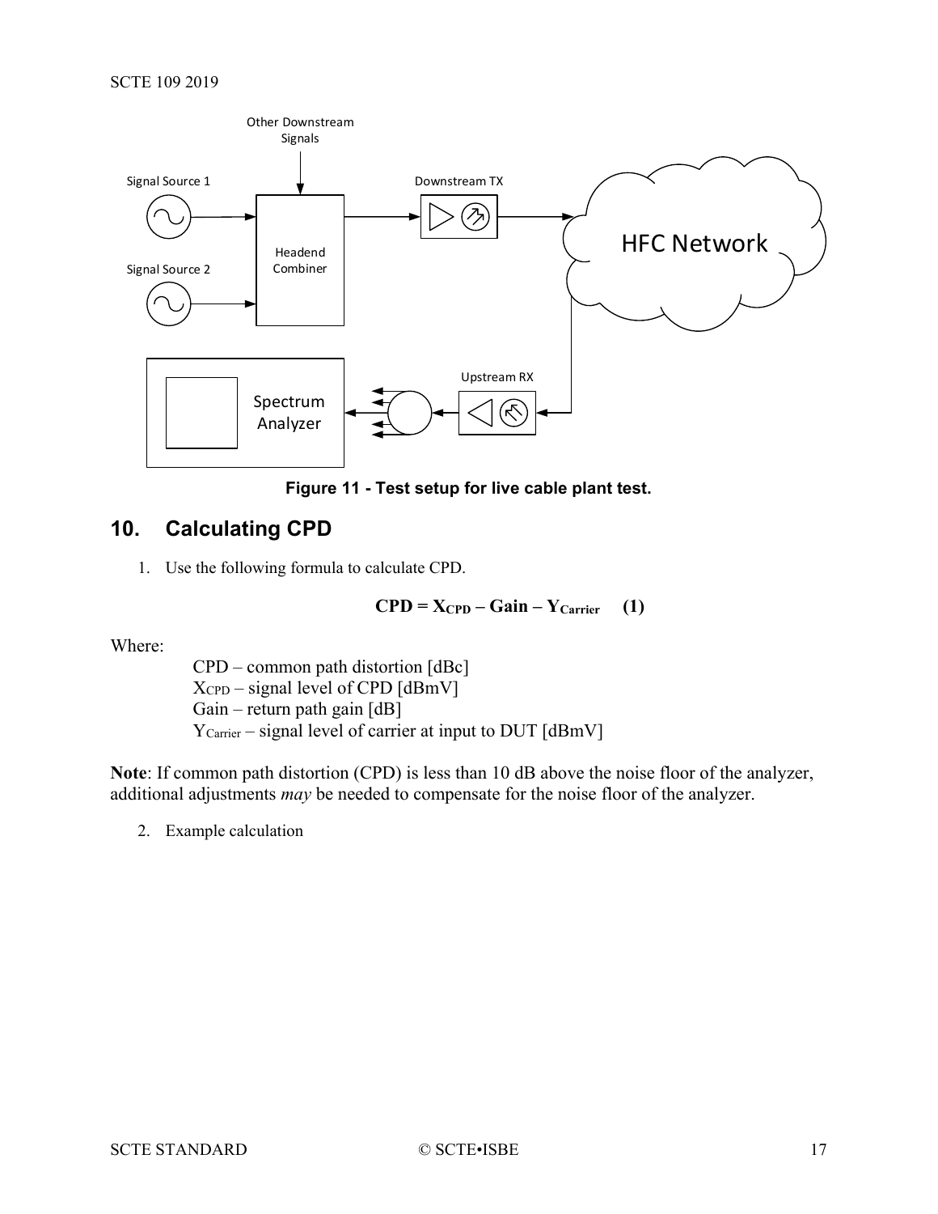Figure 11 - Test setup for live cable plant test.

## 10. Calculating CPD

1. Use the following formula to calculate CPD.

$$\mathbf{CPD = X_{CPD} - Gain - Y_{Carrier}} \quad \mathbf{(1)}$$

Where:

CPD – common path distortion [dBc]
$X_{CPD}$ – signal level of CPD [dBmV]
Gain – return path gain [dB]
$Y_{Carrier}$ – signal level of carrier at input to DUT [dBmV]

**Note**: If common path distortion (CPD) is less than 10 dB above the noise floor of the analyzer, additional adjustments *may* be needed to compensate for the noise floor of the analyzer.

2. Example calculation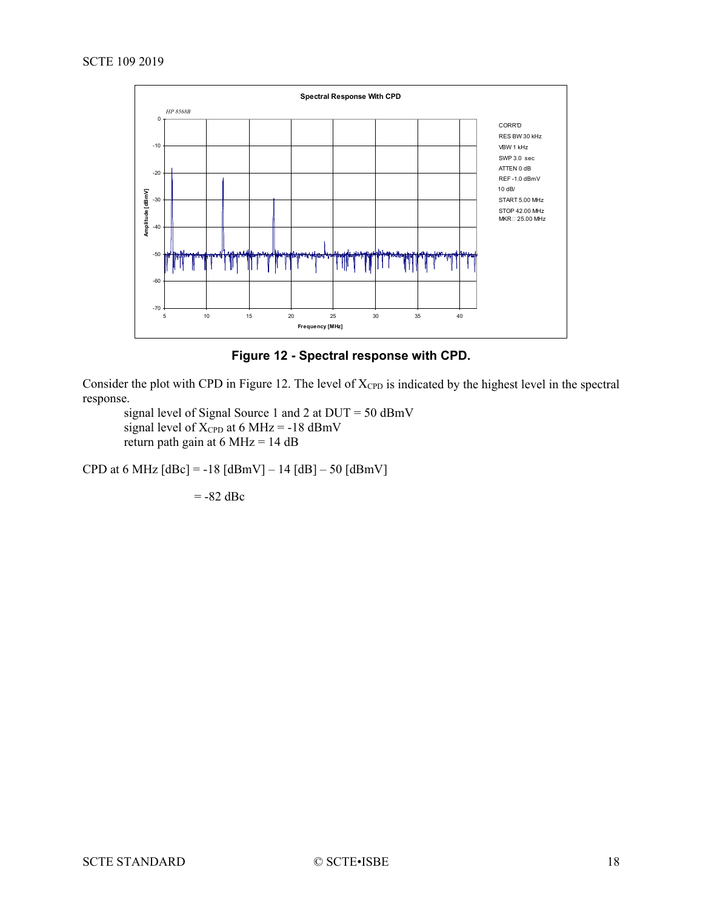**Figure 12 - Spectral response with CPD.**

Consider the plot with CPD in Figure 12. The level of $X_{CPD}$ is indicated by the highest level in the spectral response.

signal level of Signal Source 1 and 2 at DUT = 50 dBmV
signal level of $X_{CPD}$ at 6 MHz = -18 dBmV
return path gain at 6 MHz = 14 dB

CPD at 6 MHz [dBc] = -18 [dBmV] – 14 [dB] – 50 [dBmV]

= -82 dBc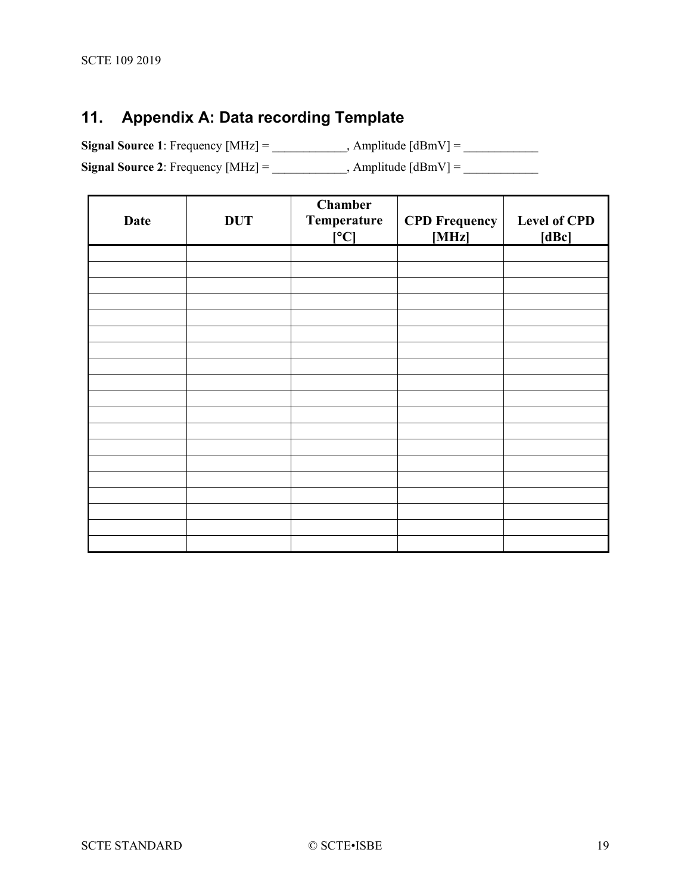# 11. Appendix A: Data recording Template

**Signal Source 1**: Frequency [MHz] = ____________, Amplitude [dBmV] = ____________

**Signal Source 2**: Frequency [MHz] = ____________, Amplitude [dBmV] = ____________

| Date | DUT | Chamber Temperature [°C] | CPD Frequency [MHz] | Level of CPD [dBc] |
|---|---|---|---|---|
| | | | | |
| | | | | |
| | | | | |
| | | | | |
| | | | | |
| | | | | |
| | | | | |
| | | | | |
| | | | | |
| | | | | |
| | | | | |
| | | | | |
| | | | | |
| | | | | |
| | | | | |
| | | | | |
| | | | | |
| | | | | |
| | | | | |